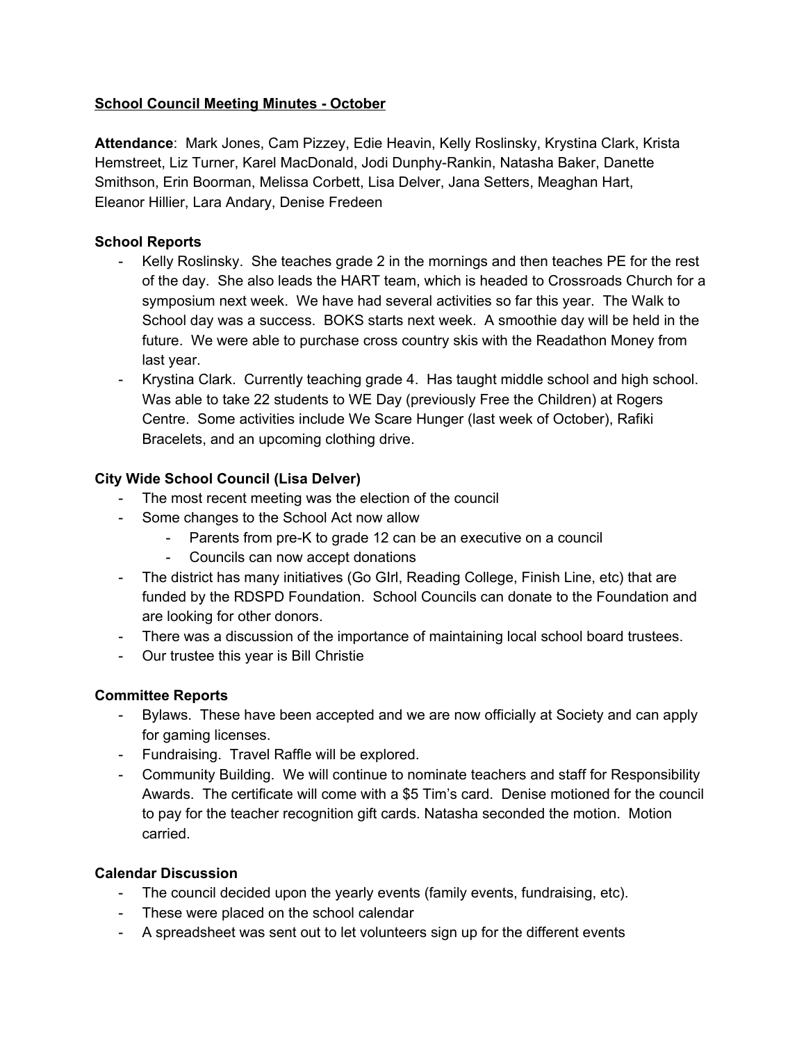**School Council Meeting Minutes - October**

**Attendance**: Mark Jones, Cam Pizzey, Edie Heavin, Kelly Roslinsky, Krystina Clark, Krista Hemstreet, Liz Turner, Karel MacDonald, Jodi Dunphy-Rankin, Natasha Baker, Danette Smithson, Erin Boorman, Melissa Corbett, Lisa Delver, Jana Setters, Meaghan Hart, Eleanor Hillier, Lara Andary, Denise Fredeen

**School Reports**

- Kelly Roslinsky. She teaches grade 2 in the mornings and then teaches PE for the rest of the day. She also leads the HART team, which is headed to Crossroads Church for a symposium next week. We have had several activities so far this year. The Walk to School day was a success. BOKS starts next week. A smoothie day will be held in the future. We were able to purchase cross country skis with the Readathon Money from last year.
- Krystina Clark. Currently teaching grade 4. Has taught middle school and high school. Was able to take 22 students to WE Day (previously Free the Children) at Rogers Centre. Some activities include We Scare Hunger (last week of October), Rafiki Bracelets, and an upcoming clothing drive.

**City Wide School Council (Lisa Delver)**

- The most recent meeting was the election of the council
- Some changes to the School Act now allow
    - Parents from pre-K to grade 12 can be an executive on a council
    - Councils can now accept donations
- The district has many initiatives (Go GIrl, Reading College, Finish Line, etc) that are funded by the RDSPD Foundation. School Councils can donate to the Foundation and are looking for other donors.
- There was a discussion of the importance of maintaining local school board trustees.
- Our trustee this year is Bill Christie

**Committee Reports**

- Bylaws. These have been accepted and we are now officially at Society and can apply for gaming licenses.
- Fundraising. Travel Raffle will be explored.
- Community Building. We will continue to nominate teachers and staff for Responsibility Awards. The certificate will come with a $5 Tim's card. Denise motioned for the council to pay for the teacher recognition gift cards. Natasha seconded the motion. Motion carried.

**Calendar Discussion**

- The council decided upon the yearly events (family events, fundraising, etc).
- These were placed on the school calendar
- A spreadsheet was sent out to let volunteers sign up for the different events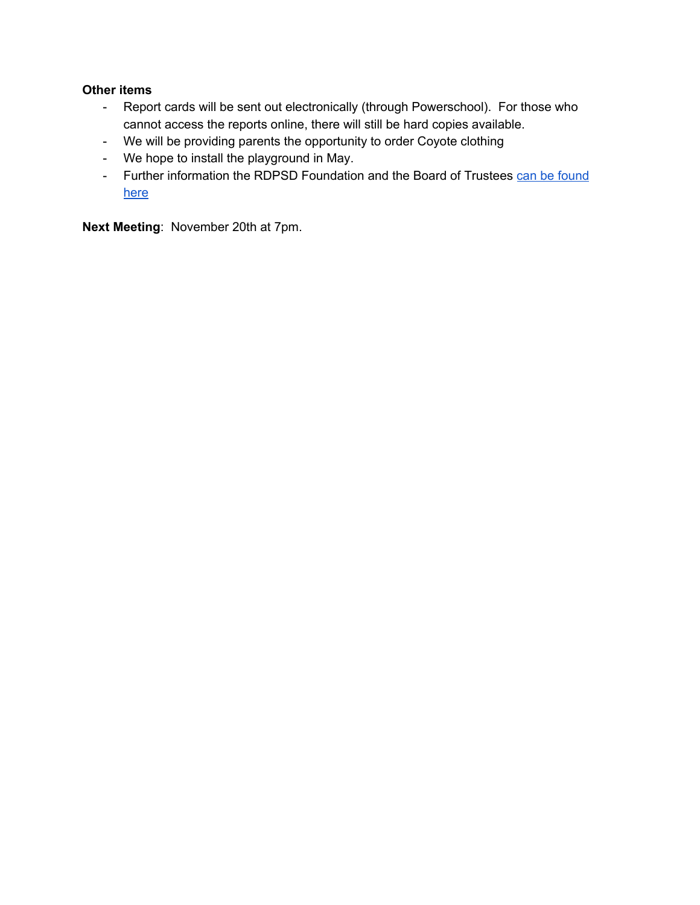**Other items**

- Report cards will be sent out electronically (through Powerschool). For those who cannot access the reports online, there will still be hard copies available.
- We will be providing parents the opportunity to order Coyote clothing
- We hope to install the playground in May.
- Further information the RDPSD Foundation and the Board of Trustees can be found here

**Next Meeting**: November 20th at 7pm.